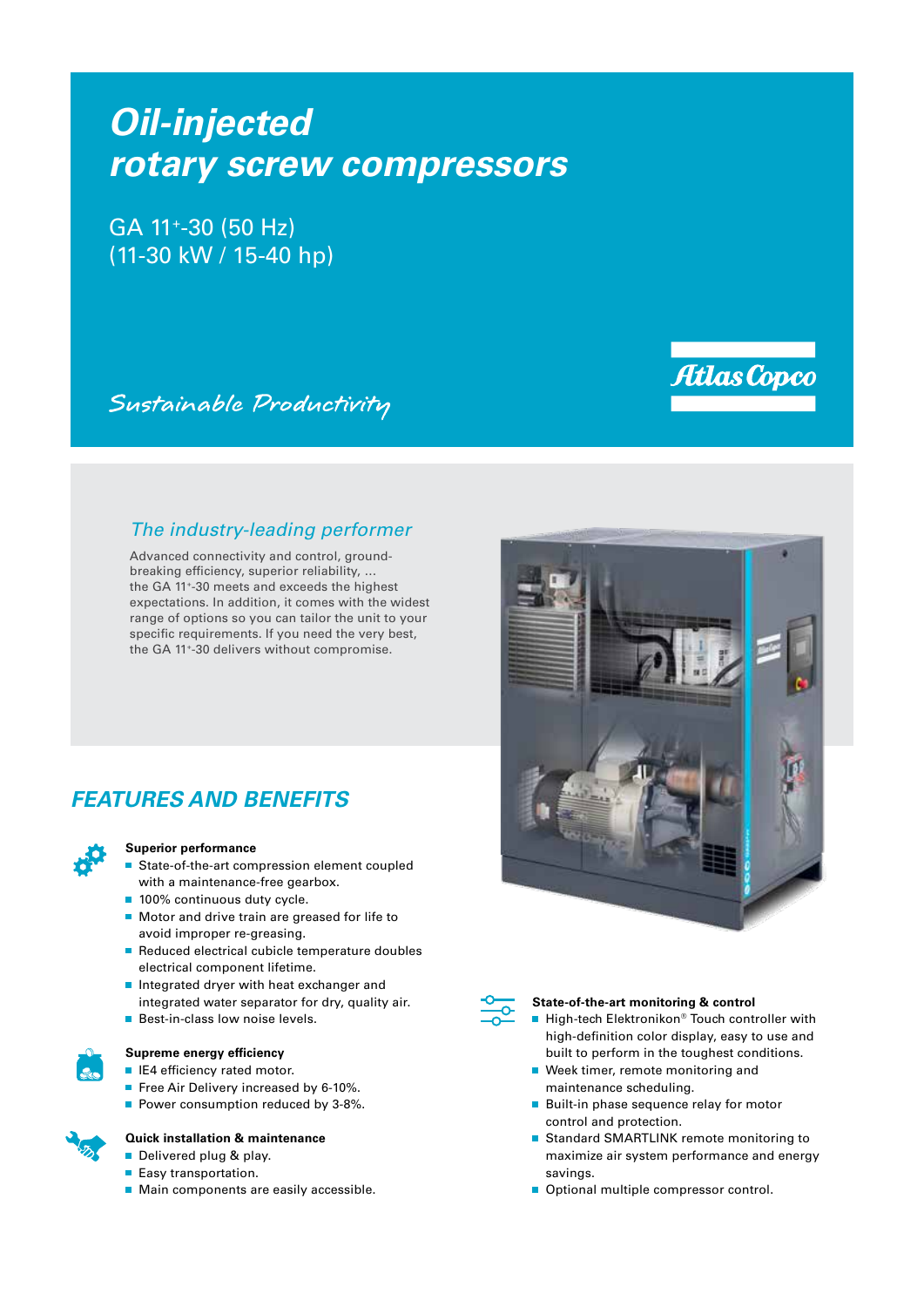# *Oil-injected rotary screw compressors*

GA 11+-30 (50 Hz)
(11-30 kW / 15-40 hp)

*Sustainable Productivity*

Atlas Copco

## *The industry-leading performer*

Advanced connectivity and control, ground-breaking efficiency, superior reliability, ... the GA 11+-30 meets and exceeds the highest expectations. In addition, it comes with the widest range of options so you can tailor the unit to your specific requirements. If you need the very best, the GA 11+-30 delivers without compromise.

## *FEATURES AND BENEFITS*

**Superior performance**

- State-of-the-art compression element coupled with a maintenance-free gearbox.
- 100% continuous duty cycle.
- Motor and drive train are greased for life to avoid improper re-greasing.
- Reduced electrical cubicle temperature doubles electrical component lifetime.
- Integrated dryer with heat exchanger and integrated water separator for dry, quality air.
- Best-in-class low noise levels.

**Supreme energy efficiency**

- IE4 efficiency rated motor.
- Free Air Delivery increased by 6-10%.
- Power consumption reduced by 3-8%.

**Quick installation & maintenance**

- Delivered plug & play.
- Easy transportation.
- Main components are easily accessible.

**State-of-the-art monitoring & control**

- High-tech Elektronikon® Touch controller with high-definition color display, easy to use and built to perform in the toughest conditions.
- Week timer, remote monitoring and maintenance scheduling.
- Built-in phase sequence relay for motor control and protection.
- Standard SMARTLINK remote monitoring to maximize air system performance and energy savings.
- Optional multiple compressor control.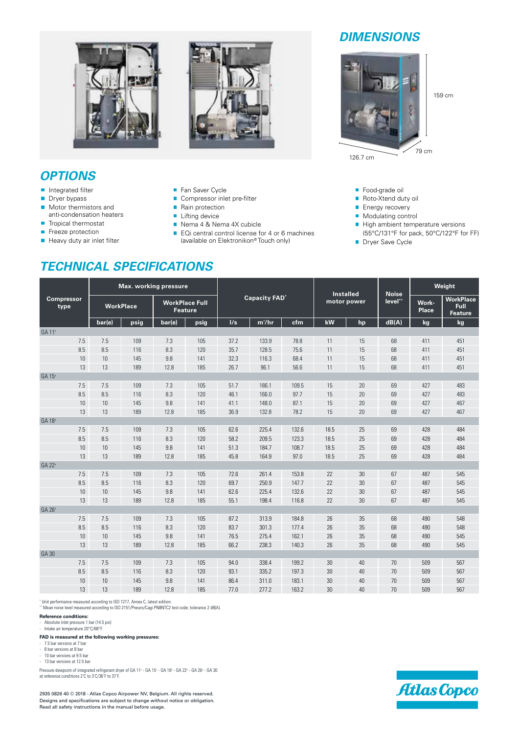## DIMENSIONS

159 cm

79 cm

126.7 cm

## OPTIONS

- Integrated filter
- Dryer bypass
- Motor thermistors and anti-condensation heaters
- Tropical thermostat
- Freeze protection
- Heavy duty air inlet filter
- Fan Saver Cycle
- Compressor inlet pre-filter
- Rain protection
- Lifting device
- Nema 4 & Nema 4X cubicle
- EQi central control license for 4 or 6 machines (available on Elektronikon® Touch only)
- Food-grade oil
- Roto-Xtend duty oil
- Energy recovery
- Modulating control
- High ambient temperature versions (55°C/131°F for pack, 50°C/122°F for FF)
- Dryer Save Cycle

## TECHNICAL SPECIFICATIONS

| Compressor type | Max. working pressure | | | | Capacity FAD* | | | Installed motor power | | Noise level** | Weight | |
|---|---|---|---|---|---|---|---|---|---|---|---|---|
| | WorkPlace | | WorkPlace Full Feature | | | | | | | | Work-Place | WorkPlace Full Feature |
| | bar(e) | psig | bar(e) | psig | l/s | m³/hr | cfm | kW | hp | dB(A) | kg | kg |
| **GA 11+** | | | | | | | | | | | | |
| 7.5 | 7.5 | 109 | 7.3 | 105 | 37.2 | 133.9 | 78.8 | 11 | 15 | 68 | 411 | 451 |
| 8.5 | 8.5 | 116 | 8.3 | 120 | 35.7 | 128.5 | 75.6 | 11 | 15 | 68 | 411 | 451 |
| 10 | 10 | 145 | 9.8 | 141 | 32.3 | 116.3 | 68.4 | 11 | 15 | 68 | 411 | 451 |
| 13 | 13 | 189 | 12.8 | 185 | 26.7 | 96.1 | 56.6 | 11 | 15 | 68 | 411 | 451 |
| **GA 15+** | | | | | | | | | | | | |
| 7.5 | 7.5 | 109 | 7.3 | 105 | 51.7 | 186.1 | 109.5 | 15 | 20 | 69 | 427 | 483 |
| 8.5 | 8.5 | 116 | 8.3 | 120 | 46.1 | 166.0 | 97.7 | 15 | 20 | 69 | 427 | 483 |
| 10 | 10 | 145 | 9.8 | 141 | 41.1 | 148.0 | 87.1 | 15 | 20 | 69 | 427 | 467 |
| 13 | 13 | 189 | 12.8 | 185 | 36.9 | 132.8 | 78.2 | 15 | 20 | 69 | 427 | 467 |
| **GA 18+** | | | | | | | | | | | | |
| 7.5 | 7.5 | 109 | 7.3 | 105 | 62.6 | 225.4 | 132.6 | 18.5 | 25 | 69 | 428 | 484 |
| 8.5 | 8.5 | 116 | 8.3 | 120 | 58.2 | 209.5 | 123.3 | 18.5 | 25 | 69 | 428 | 484 |
| 10 | 10 | 145 | 9.8 | 141 | 51.3 | 184.7 | 108.7 | 18.5 | 25 | 69 | 428 | 484 |
| 13 | 13 | 189 | 12.8 | 185 | 45.8 | 164.9 | 97.0 | 18.5 | 25 | 69 | 428 | 484 |
| **GA 22+** | | | | | | | | | | | | |
| 7.5 | 7.5 | 109 | 7.3 | 105 | 72.6 | 261.4 | 153.8 | 22 | 30 | 67 | 487 | 545 |
| 8.5 | 8.5 | 116 | 8.3 | 120 | 69.7 | 250.9 | 147.7 | 22 | 30 | 67 | 487 | 545 |
| 10 | 10 | 145 | 9.8 | 141 | 62.6 | 225.4 | 132.6 | 22 | 30 | 67 | 487 | 545 |
| 13 | 13 | 189 | 12.8 | 185 | 55.1 | 198.4 | 116.8 | 22 | 30 | 67 | 487 | 545 |
| **GA 26+** | | | | | | | | | | | | |
| 7.5 | 7.5 | 109 | 7.3 | 105 | 87.2 | 313.9 | 184.8 | 26 | 35 | 68 | 490 | 548 |
| 8.5 | 8.5 | 116 | 8.3 | 120 | 83.7 | 301.3 | 177.4 | 26 | 35 | 68 | 490 | 548 |
| 10 | 10 | 145 | 9.8 | 141 | 76.5 | 275.4 | 162.1 | 26 | 35 | 68 | 490 | 545 |
| 13 | 13 | 189 | 12.8 | 185 | 66.2 | 238.3 | 140.3 | 26 | 35 | 68 | 490 | 545 |
| **GA 30** | | | | | | | | | | | | |
| 7.5 | 7.5 | 109 | 7.3 | 105 | 94.0 | 338.4 | 199.2 | 30 | 40 | 70 | 509 | 567 |
| 8.5 | 8.5 | 116 | 8.3 | 120 | 93.1 | 335.2 | 197.3 | 30 | 40 | 70 | 509 | 567 |
| 10 | 10 | 145 | 9.8 | 141 | 86.4 | 311.0 | 183.1 | 30 | 40 | 70 | 509 | 567 |
| 13 | 13 | 189 | 12.8 | 185 | 77.0 | 277.2 | 163.2 | 30 | 40 | 70 | 509 | 567 |

* Unit performance measured according to ISO 1217, Annex C, latest edition.
** Mean noise level measured according to ISO 2151/Pneurop/Cagi PN8NTC2 test code; tolerance 2 dB(A).

**Reference conditions:**
- Absolute inlet pressure 1 bar (14.5 psi)
- Intake air temperature 20°C/68°F

**FAD is measured at the following working pressures:**
- 7.5 bar versions at 7 bar
- 8 bar versions at 8 bar
- 10 bar versions at 9.5 bar
- 13 bar versions at 12.5 bar

Pressure dewpoint of integrated refrigerant dryer of GA 11+ - GA 15+ - GA 18+ - GA 22+ - GA 26+ - GA 30 at reference conditions 2°C to 3°C/36°F to 37°F.

2935 0826 40 © 2018 - Atlas Copco Airpower NV, Belgium. All rights reserved.
Designs and specifications are subject to change without notice or obligation.
Read all safety instructions in the manual before usage.

Atlas Copco